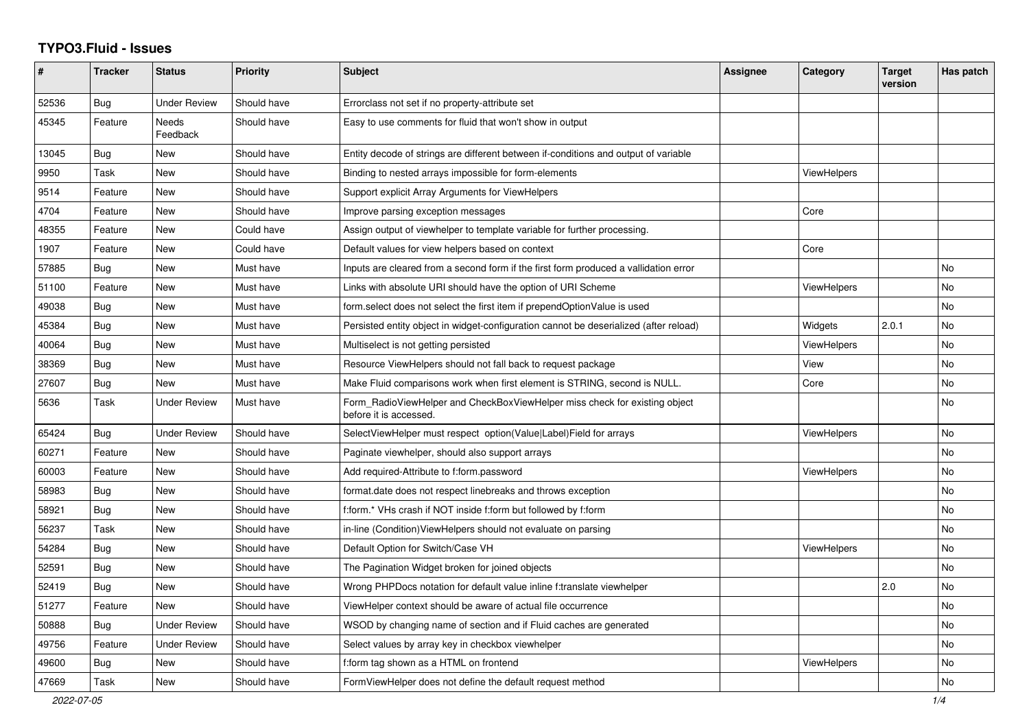# TYPO3.Fluid - Issues

| # | Tracker | Status | Priority | Subject | Assignee | Category | Target version | Has patch |
|---|---|---|---|---|---|---|---|---|
| 52536 | Bug | Under Review | Should have | Errorclass not set if no property-attribute set | | | | |
| 45345 | Feature | Needs Feedback | Should have | Easy to use comments for fluid that won't show in output | | | | |
| 13045 | Bug | New | Should have | Entity decode of strings are different between if-conditions and output of variable | | | | |
| 9950 | Task | New | Should have | Binding to nested arrays impossible for form-elements | | ViewHelpers | | |
| 9514 | Feature | New | Should have | Support explicit Array Arguments for ViewHelpers | | | | |
| 4704 | Feature | New | Should have | Improve parsing exception messages | | Core | | |
| 48355 | Feature | New | Could have | Assign output of viewhelper to template variable for further processing. | | | | |
| 1907 | Feature | New | Could have | Default values for view helpers based on context | | Core | | |
| 57885 | Bug | New | Must have | Inputs are cleared from a second form if the first form produced a vallidation error | | | | No |
| 51100 | Feature | New | Must have | Links with absolute URI should have the option of URI Scheme | | ViewHelpers | | No |
| 49038 | Bug | New | Must have | form.select does not select the first item if prependOptionValue is used | | | | No |
| 45384 | Bug | New | Must have | Persisted entity object in widget-configuration cannot be deserialized (after reload) | | Widgets | 2.0.1 | No |
| 40064 | Bug | New | Must have | Multiselect is not getting persisted | | ViewHelpers | | No |
| 38369 | Bug | New | Must have | Resource ViewHelpers should not fall back to request package | | View | | No |
| 27607 | Bug | New | Must have | Make Fluid comparisons work when first element is STRING, second is NULL. | | Core | | No |
| 5636 | Task | Under Review | Must have | Form_RadioViewHelper and CheckBoxViewHelper miss check for existing object before it is accessed. | | | | No |
| 65424 | Bug | Under Review | Should have | SelectViewHelper must respect option(Value\|Label)Field for arrays | | ViewHelpers | | No |
| 60271 | Feature | New | Should have | Paginate viewhelper, should also support arrays | | | | No |
| 60003 | Feature | New | Should have | Add required-Attribute to f:form.password | | ViewHelpers | | No |
| 58983 | Bug | New | Should have | format.date does not respect linebreaks and throws exception | | | | No |
| 58921 | Bug | New | Should have | f:form.* VHs crash if NOT inside f:form but followed by f:form | | | | No |
| 56237 | Task | New | Should have | in-line (Condition)ViewHelpers should not evaluate on parsing | | | | No |
| 54284 | Bug | New | Should have | Default Option for Switch/Case VH | | ViewHelpers | | No |
| 52591 | Bug | New | Should have | The Pagination Widget broken for joined objects | | | | No |
| 52419 | Bug | New | Should have | Wrong PHPDocs notation for default value inline f:translate viewhelper | | | 2.0 | No |
| 51277 | Feature | New | Should have | ViewHelper context should be aware of actual file occurrence | | | | No |
| 50888 | Bug | Under Review | Should have | WSOD by changing name of section and if Fluid caches are generated | | | | No |
| 49756 | Feature | Under Review | Should have | Select values by array key in checkbox viewhelper | | | | No |
| 49600 | Bug | New | Should have | f:form tag shown as a HTML on frontend | | ViewHelpers | | No |
| 47669 | Task | New | Should have | FormViewHelper does not define the default request method | | | | No |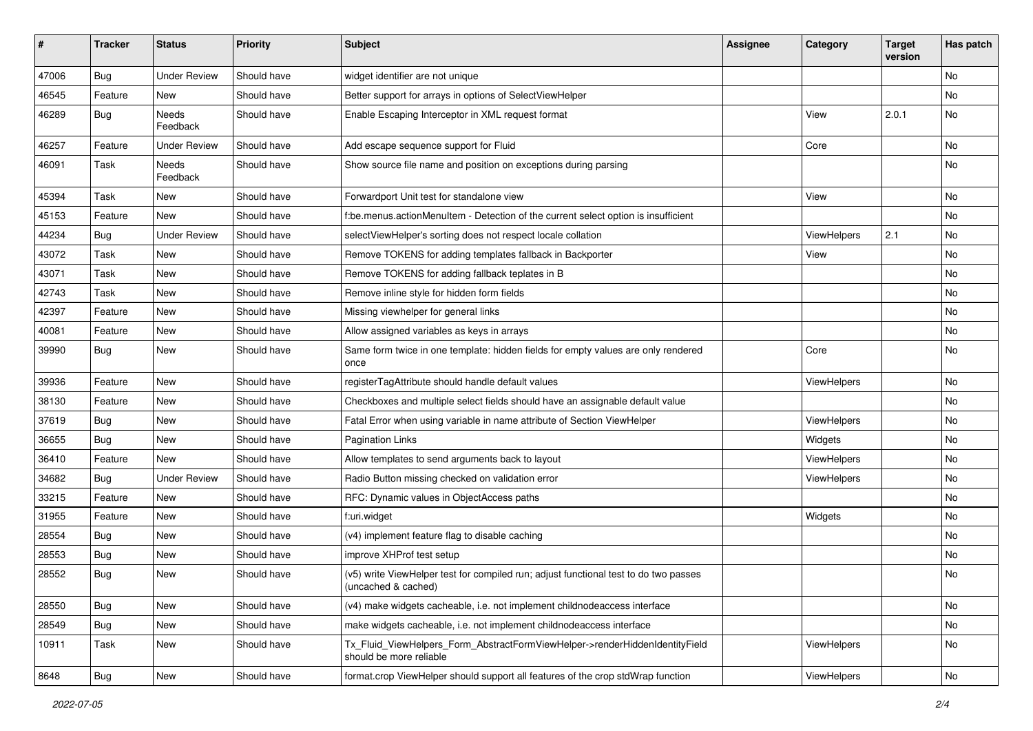| # | Tracker | Status | Priority | Subject | Assignee | Category | Target version | Has patch |
|---|---|---|---|---|---|---|---|---|
| 47006 | Bug | Under Review | Should have | widget identifier are not unique | | | | No |
| 46545 | Feature | New | Should have | Better support for arrays in options of SelectViewHelper | | | | No |
| 46289 | Bug | Needs Feedback | Should have | Enable Escaping Interceptor in XML request format | | View | 2.0.1 | No |
| 46257 | Feature | Under Review | Should have | Add escape sequence support for Fluid | | Core | | No |
| 46091 | Task | Needs Feedback | Should have | Show source file name and position on exceptions during parsing | | | | No |
| 45394 | Task | New | Should have | Forwardport Unit test for standalone view | | View | | No |
| 45153 | Feature | New | Should have | f:be.menus.actionMenuItem - Detection of the current select option is insufficient | | | | No |
| 44234 | Bug | Under Review | Should have | selectViewHelper's sorting does not respect locale collation | | ViewHelpers | 2.1 | No |
| 43072 | Task | New | Should have | Remove TOKENS for adding templates fallback in Backporter | | View | | No |
| 43071 | Task | New | Should have | Remove TOKENS for adding fallback teplates in B | | | | No |
| 42743 | Task | New | Should have | Remove inline style for hidden form fields | | | | No |
| 42397 | Feature | New | Should have | Missing viewhelper for general links | | | | No |
| 40081 | Feature | New | Should have | Allow assigned variables as keys in arrays | | | | No |
| 39990 | Bug | New | Should have | Same form twice in one template: hidden fields for empty values are only rendered once | | Core | | No |
| 39936 | Feature | New | Should have | registerTagAttribute should handle default values | | ViewHelpers | | No |
| 38130 | Feature | New | Should have | Checkboxes and multiple select fields should have an assignable default value | | | | No |
| 37619 | Bug | New | Should have | Fatal Error when using variable in name attribute of Section ViewHelper | | ViewHelpers | | No |
| 36655 | Bug | New | Should have | Pagination Links | | Widgets | | No |
| 36410 | Feature | New | Should have | Allow templates to send arguments back to layout | | ViewHelpers | | No |
| 34682 | Bug | Under Review | Should have | Radio Button missing checked on validation error | | ViewHelpers | | No |
| 33215 | Feature | New | Should have | RFC: Dynamic values in ObjectAccess paths | | | | No |
| 31955 | Feature | New | Should have | f:uri.widget | | Widgets | | No |
| 28554 | Bug | New | Should have | (v4) implement feature flag to disable caching | | | | No |
| 28553 | Bug | New | Should have | improve XHProf test setup | | | | No |
| 28552 | Bug | New | Should have | (v5) write ViewHelper test for compiled run; adjust functional test to do two passes (uncached & cached) | | | | No |
| 28550 | Bug | New | Should have | (v4) make widgets cacheable, i.e. not implement childnodeaccess interface | | | | No |
| 28549 | Bug | New | Should have | make widgets cacheable, i.e. not implement childnodeaccess interface | | | | No |
| 10911 | Task | New | Should have | Tx_Fluid_ViewHelpers_Form_AbstractFormViewHelper->renderHiddenIdentityField should be more reliable | | ViewHelpers | | No |
| 8648 | Bug | New | Should have | format.crop ViewHelper should support all features of the crop stdWrap function | | ViewHelpers | | No |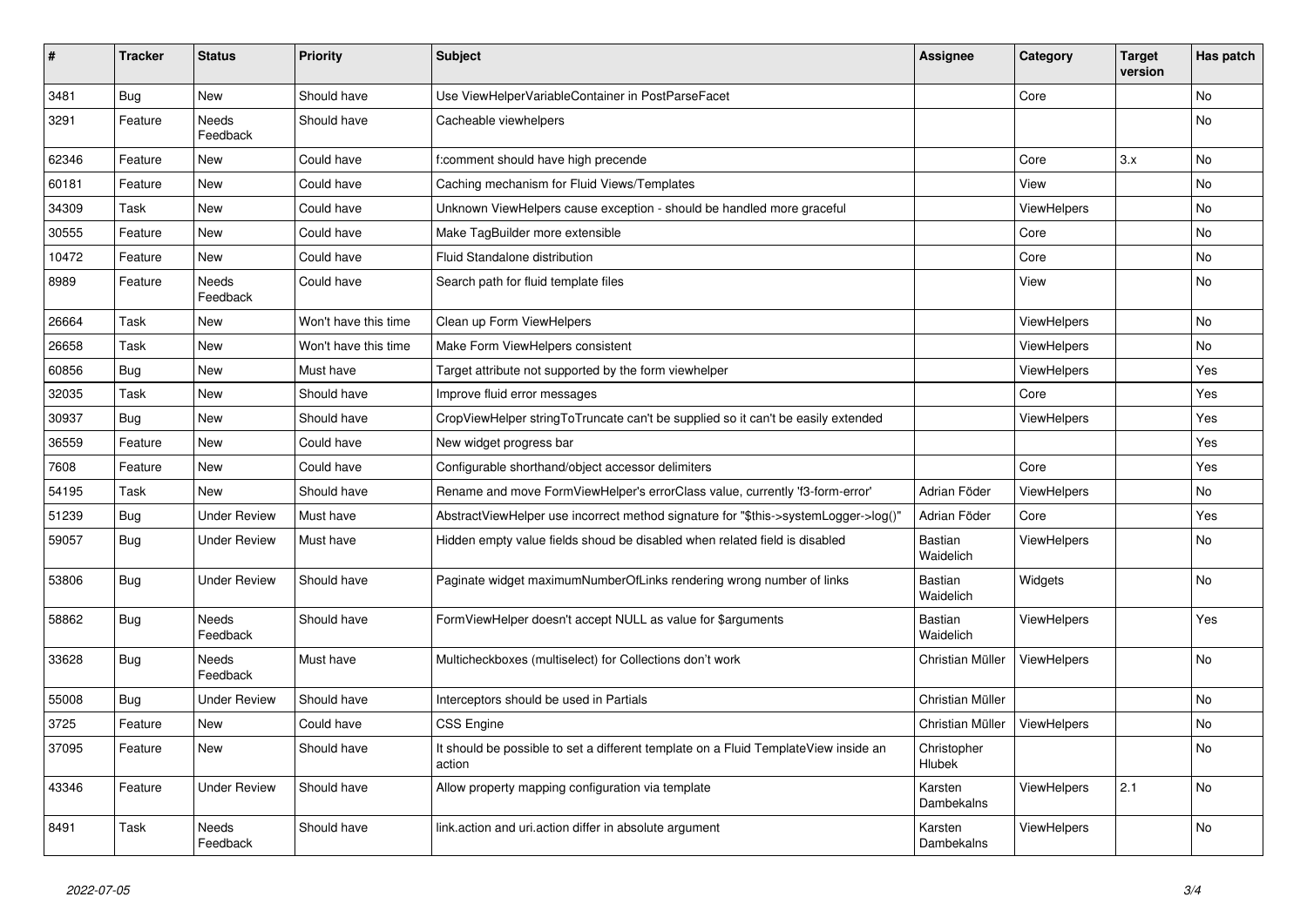| # | Tracker | Status | Priority | Subject | Assignee | Category | Target version | Has patch |
|---|---|---|---|---|---|---|---|---|
| 3481 | Bug | New | Should have | Use ViewHelperVariableContainer in PostParseFacet | | Core | | No |
| 3291 | Feature | Needs Feedback | Should have | Cacheable viewhelpers | | | | No |
| 62346 | Feature | New | Could have | f:comment should have high precende | | Core | 3.x | No |
| 60181 | Feature | New | Could have | Caching mechanism for Fluid Views/Templates | | View | | No |
| 34309 | Task | New | Could have | Unknown ViewHelpers cause exception - should be handled more graceful | | ViewHelpers | | No |
| 30555 | Feature | New | Could have | Make TagBuilder more extensible | | Core | | No |
| 10472 | Feature | New | Could have | Fluid Standalone distribution | | Core | | No |
| 8989 | Feature | Needs Feedback | Could have | Search path for fluid template files | | View | | No |
| 26664 | Task | New | Won't have this time | Clean up Form ViewHelpers | | ViewHelpers | | No |
| 26658 | Task | New | Won't have this time | Make Form ViewHelpers consistent | | ViewHelpers | | No |
| 60856 | Bug | New | Must have | Target attribute not supported by the form viewhelper | | ViewHelpers | | Yes |
| 32035 | Task | New | Should have | Improve fluid error messages | | Core | | Yes |
| 30937 | Bug | New | Should have | CropViewHelper stringToTruncate can't be supplied so it can't be easily extended | | ViewHelpers | | Yes |
| 36559 | Feature | New | Could have | New widget progress bar | | | | Yes |
| 7608 | Feature | New | Could have | Configurable shorthand/object accessor delimiters | | Core | | Yes |
| 54195 | Task | New | Should have | Rename and move FormViewHelper's errorClass value, currently 'f3-form-error' | Adrian Föder | ViewHelpers | | No |
| 51239 | Bug | Under Review | Must have | AbstractViewHelper use incorrect method signature for "$this->systemLogger->log()" | Adrian Föder | Core | | Yes |
| 59057 | Bug | Under Review | Must have | Hidden empty value fields shoud be disabled when related field is disabled | Bastian Waidelich | ViewHelpers | | No |
| 53806 | Bug | Under Review | Should have | Paginate widget maximumNumberOfLinks rendering wrong number of links | Bastian Waidelich | Widgets | | No |
| 58862 | Bug | Needs Feedback | Should have | FormViewHelper doesn't accept NULL as value for $arguments | Bastian Waidelich | ViewHelpers | | Yes |
| 33628 | Bug | Needs Feedback | Must have | Multicheckboxes (multiselect) for Collections don't work | Christian Müller | ViewHelpers | | No |
| 55008 | Bug | Under Review | Should have | Interceptors should be used in Partials | Christian Müller | | | No |
| 3725 | Feature | New | Could have | CSS Engine | Christian Müller | ViewHelpers | | No |
| 37095 | Feature | New | Should have | It should be possible to set a different template on a Fluid TemplateView inside an action | Christopher Hlubek | | | No |
| 43346 | Feature | Under Review | Should have | Allow property mapping configuration via template | Karsten Dambekalns | ViewHelpers | 2.1 | No |
| 8491 | Task | Needs Feedback | Should have | link.action and uri.action differ in absolute argument | Karsten Dambekalns | ViewHelpers | | No |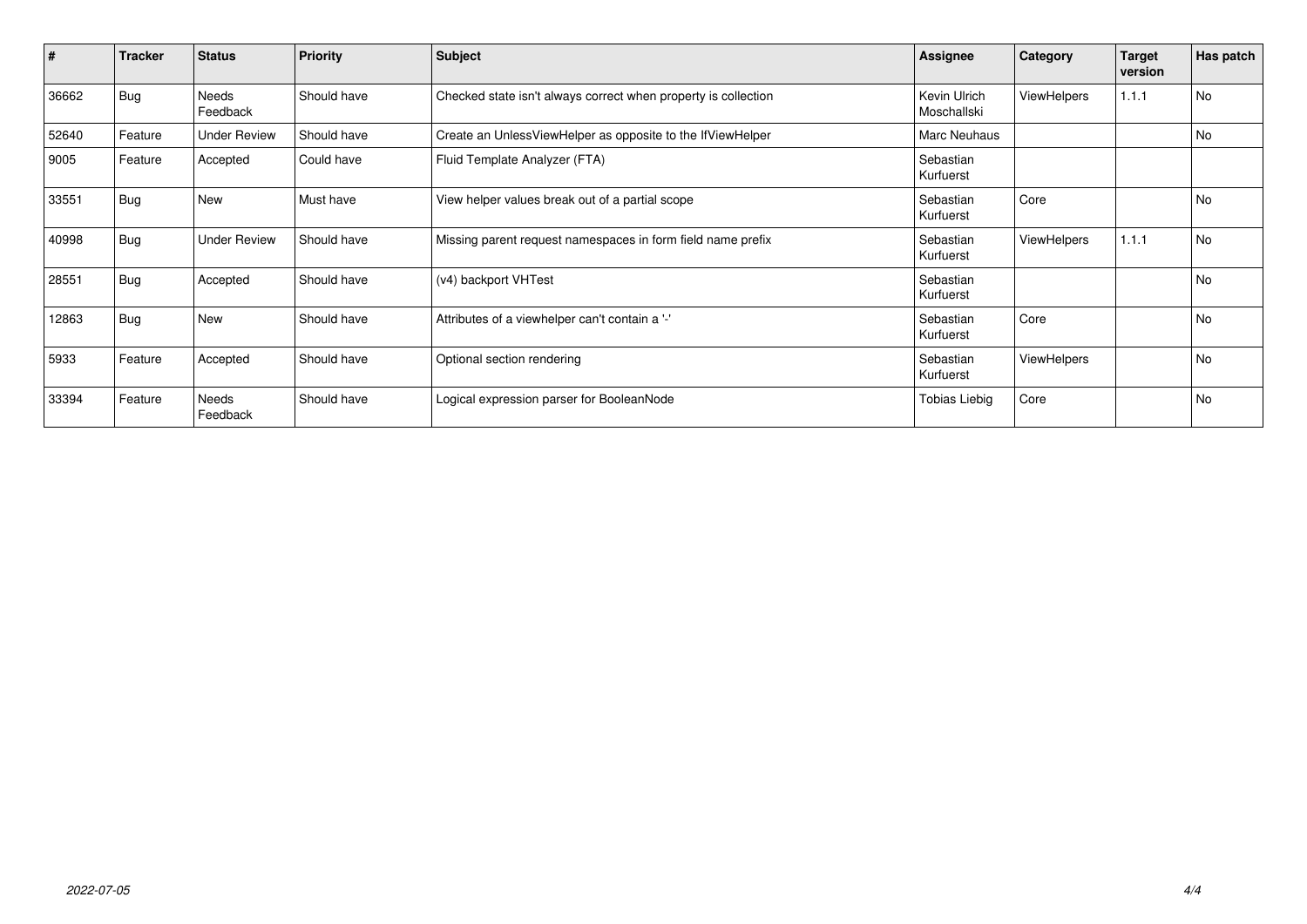| # | Tracker | Status | Priority | Subject | Assignee | Category | Target version | Has patch |
|---|---|---|---|---|---|---|---|---|
| 36662 | Bug | Needs Feedback | Should have | Checked state isn't always correct when property is collection | Kevin Ulrich Moschallski | ViewHelpers | 1.1.1 | No |
| 52640 | Feature | Under Review | Should have | Create an UnlessViewHelper as opposite to the IfViewHelper | Marc Neuhaus | | | No |
| 9005 | Feature | Accepted | Could have | Fluid Template Analyzer (FTA) | Sebastian Kurfuerst | | | |
| 33551 | Bug | New | Must have | View helper values break out of a partial scope | Sebastian Kurfuerst | Core | | No |
| 40998 | Bug | Under Review | Should have | Missing parent request namespaces in form field name prefix | Sebastian Kurfuerst | ViewHelpers | 1.1.1 | No |
| 28551 | Bug | Accepted | Should have | (v4) backport VHTest | Sebastian Kurfuerst | | | No |
| 12863 | Bug | New | Should have | Attributes of a viewhelper can't contain a '-' | Sebastian Kurfuerst | Core | | No |
| 5933 | Feature | Accepted | Should have | Optional section rendering | Sebastian Kurfuerst | ViewHelpers | | No |
| 33394 | Feature | Needs Feedback | Should have | Logical expression parser for BooleanNode | Tobias Liebig | Core | | No |

*2022-07-05*